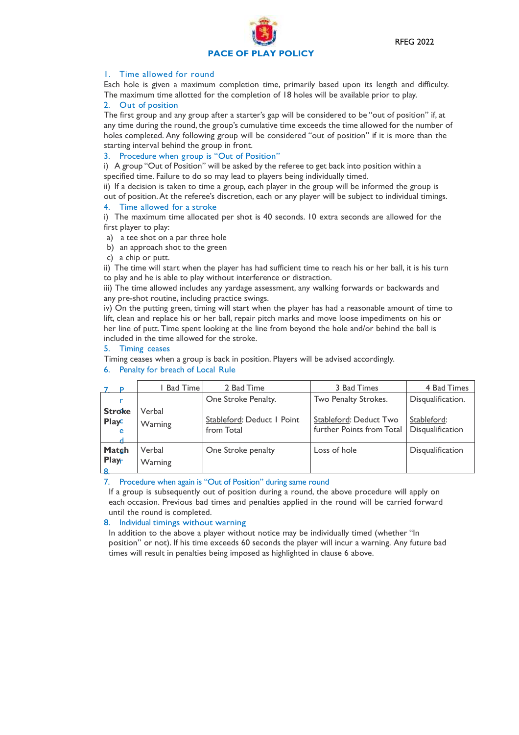RFEG 2022

# PACE OF PLAY POLICY

## 1. Time allowed for round

Each hole is given a maximum completion time, primarily based upon its length and difficulty. The maximum time allotted for the completion of 18 holes will be available prior to play.

## 2. Out of position

The first group and any group after a starter's gap will be considered to be "out of position" if, at any time during the round, the group's cumulative time exceeds the time allowed for the number of holes completed. Any following group will be considered "out of position" if it is more than the starting interval behind the group in front.

## 3. Procedure when group is "Out of Position"

i) A group "Out of Position" will be asked by the referee to get back into position within a specified time. Failure to do so may lead to players being individually timed.

ii) If a decision is taken to time a group, each player in the group will be informed the group is out of position. At the referee's discretion, each or any player will be subject to individual timings.

## 4. Time allowed for a stroke

i) The maximum time allocated per shot is 40 seconds. 10 extra seconds are allowed for the first player to play:

a) a tee shot on a par three hole
b) an approach shot to the green
c) a chip or putt.

ii) The time will start when the player has had sufficient time to reach his or her ball, it is his turn to play and he is able to play without interference or distraction.

iii) The time allowed includes any yardage assessment, any walking forwards or backwards and any pre-shot routine, including practice swings.

iv) On the putting green, timing will start when the player has had a reasonable amount of time to lift, clean and replace his or her ball, repair pitch marks and move loose impediments on his or her line of putt. Time spent looking at the line from beyond the hole and/or behind the ball is included in the time allowed for the stroke.

## 5. Timing ceases

Timing ceases when a group is back in position. Players will be advised accordingly.

## 6. Penalty for breach of Local Rule

| | 1 Bad Time | 2 Bad Time | 3 Bad Times | 4 Bad Times |
|---|---|---|---|---|
| **Stroke Play** | Verbal Warning | One Stroke Penalty.<br><br>Stableford: Deduct 1 Point from Total | Two Penalty Strokes.<br><br>Stableford: Deduct Two further Points from Total | Disqualification.<br><br>Stableford: Disqualification |
| **Match Play** | Verbal Warning | One Stroke penalty | Loss of hole | Disqualification |

## 7. Procedure when again is "Out of Position" during same round

If a group is subsequently out of position during a round, the above procedure will apply on each occasion. Previous bad times and penalties applied in the round will be carried forward until the round is completed.

## 8. Individual timings without warning

In addition to the above a player without notice may be individually timed (whether "In position" or not). If his time exceeds 60 seconds the player will incur a warning. Any future bad times will result in penalties being imposed as highlighted in clause 6 above.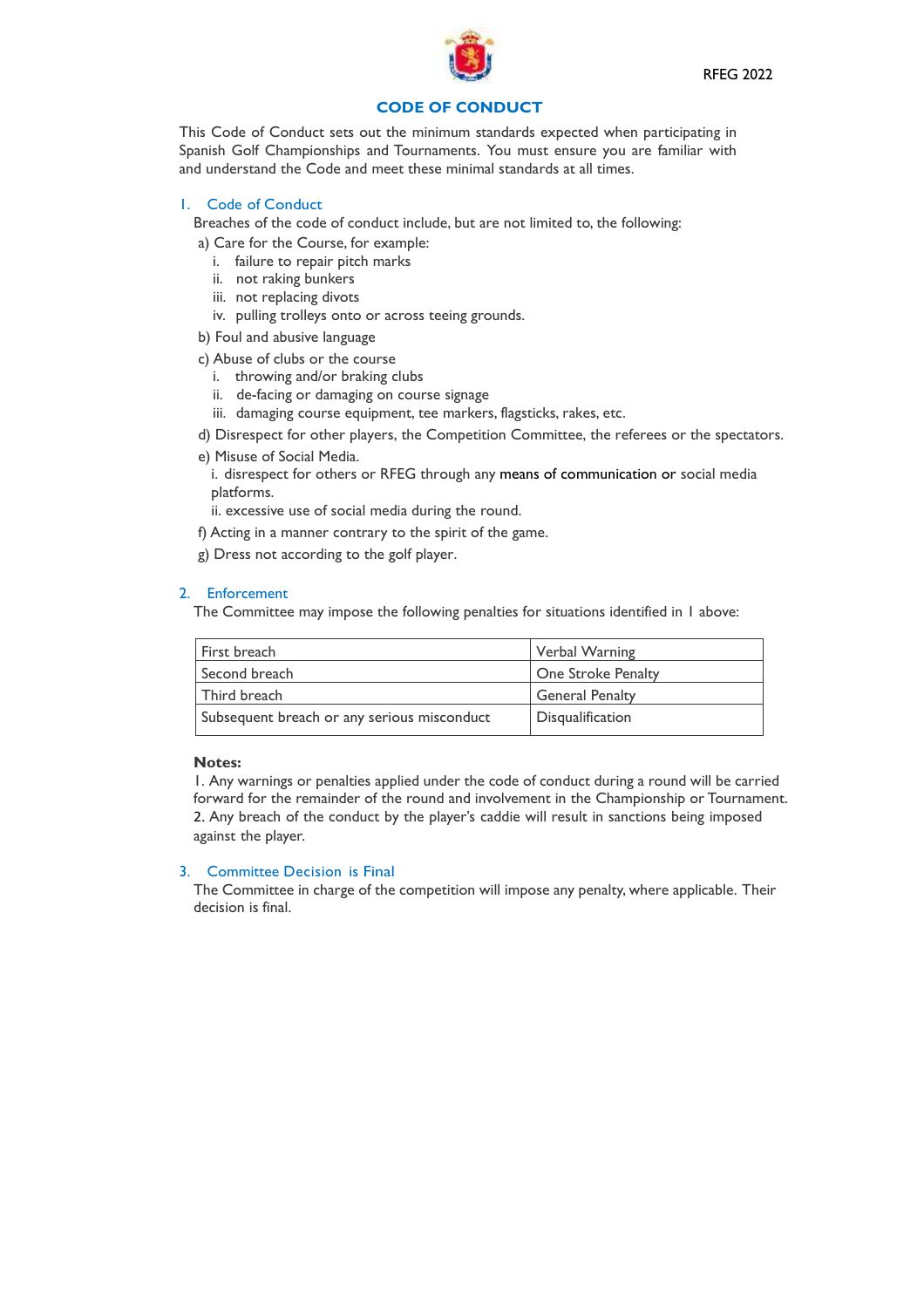RFEG 2022

# CODE OF CONDUCT

This Code of Conduct sets out the minimum standards expected when participating in Spanish Golf Championships and Tournaments. You must ensure you are familiar with and understand the Code and meet these minimal standards at all times.

## 1. Code of Conduct

Breaches of the code of conduct include, but are not limited to, the following:

a) Care for the Course, for example:
   i. failure to repair pitch marks
   ii. not raking bunkers
   iii. not replacing divots
   iv. pulling trolleys onto or across teeing grounds.

b) Foul and abusive language

c) Abuse of clubs or the course
   i. throwing and/or braking clubs
   ii. de-facing or damaging on course signage
   iii. damaging course equipment, tee markers, flagsticks, rakes, etc.

d) Disrespect for other players, the Competition Committee, the referees or the spectators.

e) Misuse of Social Media.
   i. disrespect for others or RFEG through any means of communication or social media platforms.
   ii. excessive use of social media during the round.

f) Acting in a manner contrary to the spirit of the game.

g) Dress not according to the golf player.

## 2. Enforcement

The Committee may impose the following penalties for situations identified in 1 above:

| | |
|---|---|
| First breach | Verbal Warning |
| Second breach | One Stroke Penalty |
| Third breach | General Penalty |
| Subsequent breach or any serious misconduct | Disqualification |

**Notes:**

1. Any warnings or penalties applied under the code of conduct during a round will be carried forward for the remainder of the round and involvement in the Championship or Tournament.
2. Any breach of the conduct by the player's caddie will result in sanctions being imposed against the player.

## 3. Committee Decision is Final

The Committee in charge of the competition will impose any penalty, where applicable. Their decision is final.